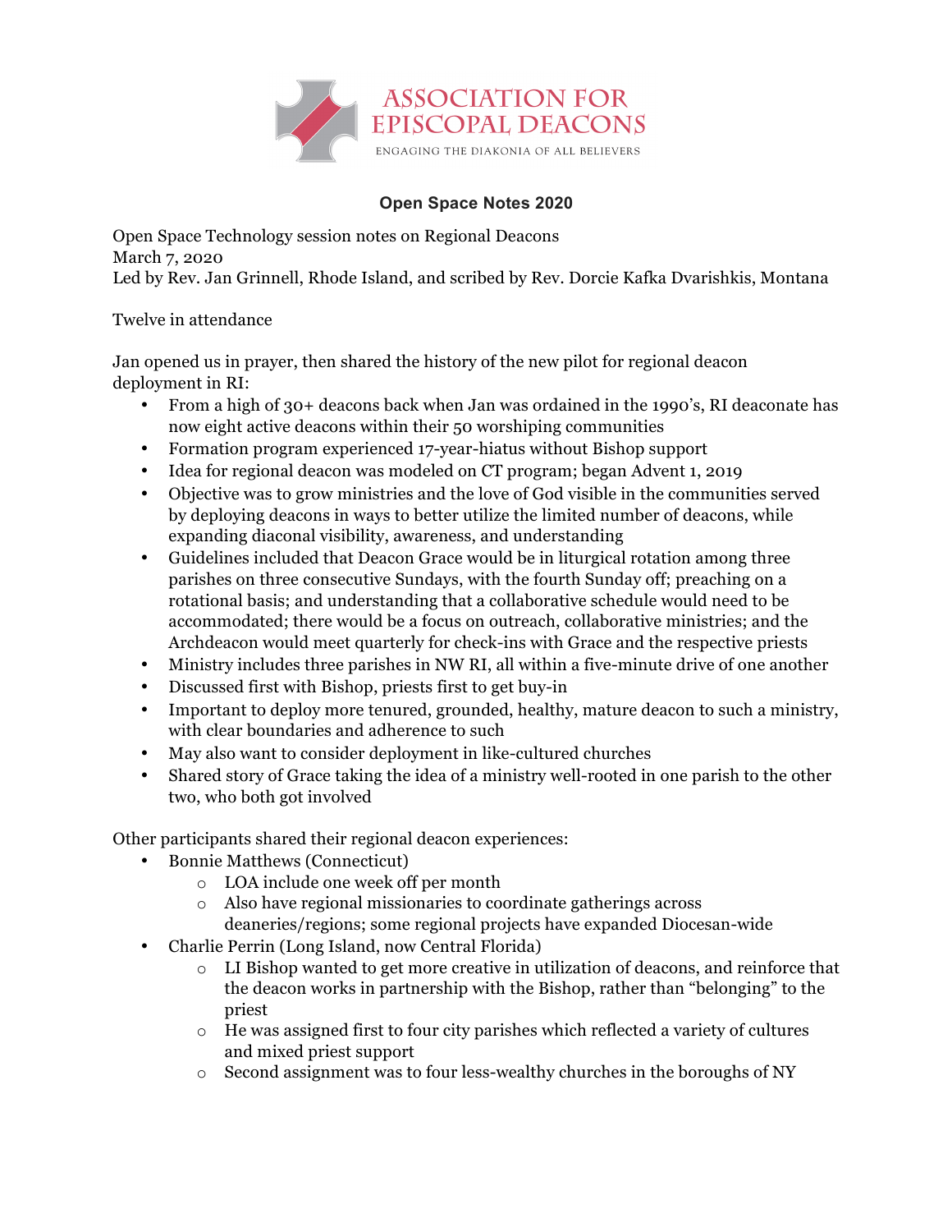ASSOCIATION FOR EPISCOPAL DEACONS

ENGAGING THE DIAKONIA OF ALL BELIEVERS

## Open Space Notes 2020

Open Space Technology session notes on Regional Deacons
March 7, 2020
Led by Rev. Jan Grinnell, Rhode Island, and scribed by Rev. Dorcie Kafka Dvarishkis, Montana

Twelve in attendance

Jan opened us in prayer, then shared the history of the new pilot for regional deacon deployment in RI:

- From a high of 30+ deacons back when Jan was ordained in the 1990's, RI deaconate has now eight active deacons within their 50 worshiping communities
- Formation program experienced 17-year-hiatus without Bishop support
- Idea for regional deacon was modeled on CT program; began Advent 1, 2019
- Objective was to grow ministries and the love of God visible in the communities served by deploying deacons in ways to better utilize the limited number of deacons, while expanding diaconal visibility, awareness, and understanding
- Guidelines included that Deacon Grace would be in liturgical rotation among three parishes on three consecutive Sundays, with the fourth Sunday off; preaching on a rotational basis; and understanding that a collaborative schedule would need to be accommodated; there would be a focus on outreach, collaborative ministries; and the Archdeacon would meet quarterly for check-ins with Grace and the respective priests
- Ministry includes three parishes in NW RI, all within a five-minute drive of one another
- Discussed first with Bishop, priests first to get buy-in
- Important to deploy more tenured, grounded, healthy, mature deacon to such a ministry, with clear boundaries and adherence to such
- May also want to consider deployment in like-cultured churches
- Shared story of Grace taking the idea of a ministry well-rooted in one parish to the other two, who both got involved

Other participants shared their regional deacon experiences:

- Bonnie Matthews (Connecticut)
  - LOA include one week off per month
  - Also have regional missionaries to coordinate gatherings across deaneries/regions; some regional projects have expanded Diocesan-wide
- Charlie Perrin (Long Island, now Central Florida)
  - LI Bishop wanted to get more creative in utilization of deacons, and reinforce that the deacon works in partnership with the Bishop, rather than "belonging" to the priest
  - He was assigned first to four city parishes which reflected a variety of cultures and mixed priest support
  - Second assignment was to four less-wealthy churches in the boroughs of NY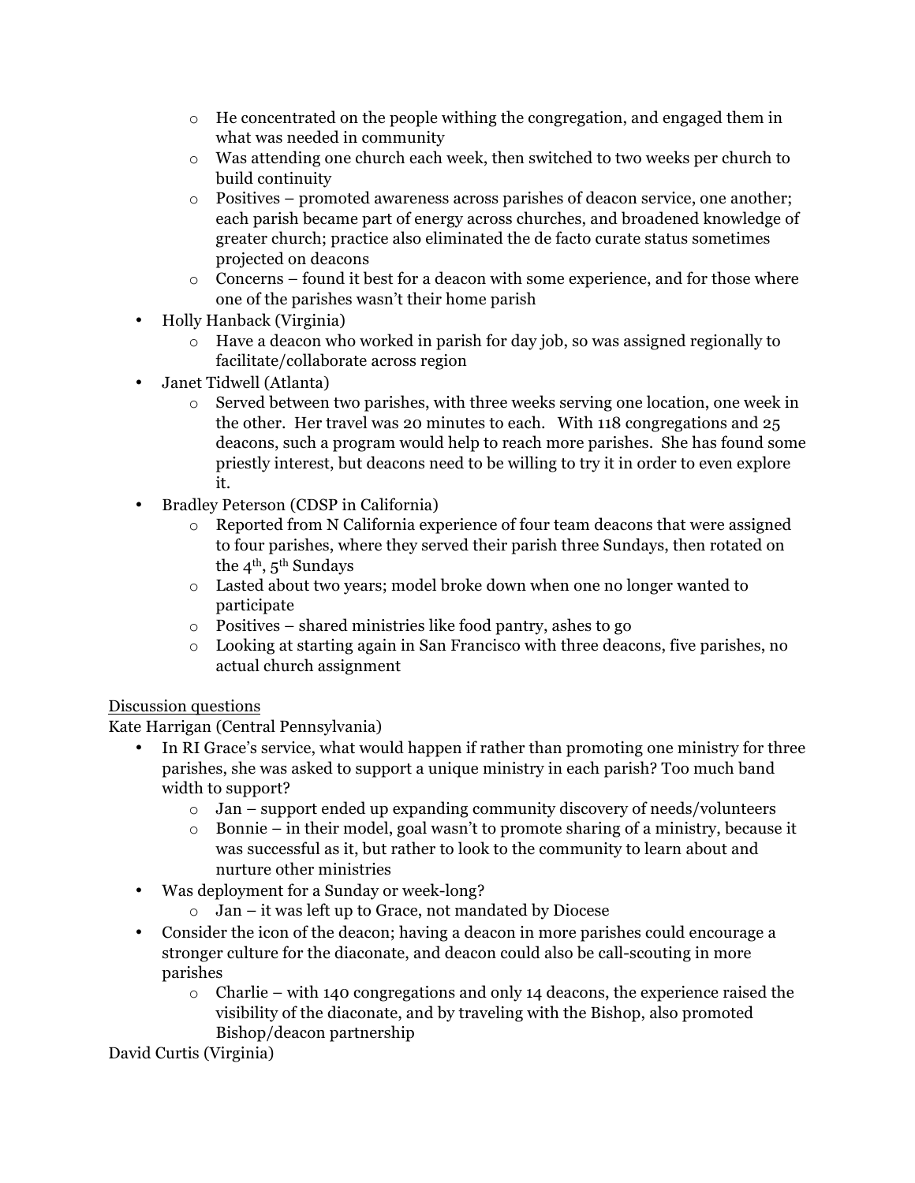- He concentrated on the people withing the congregation, and engaged them in what was needed in community
  - Was attending one church each week, then switched to two weeks per church to build continuity
  - Positives – promoted awareness across parishes of deacon service, one another; each parish became part of energy across churches, and broadened knowledge of greater church; practice also eliminated the de facto curate status sometimes projected on deacons
  - Concerns – found it best for a deacon with some experience, and for those where one of the parishes wasn't their home parish
- Holly Hanback (Virginia)
  - Have a deacon who worked in parish for day job, so was assigned regionally to facilitate/collaborate across region
- Janet Tidwell (Atlanta)
  - Served between two parishes, with three weeks serving one location, one week in the other. Her travel was 20 minutes to each. With 118 congregations and 25 deacons, such a program would help to reach more parishes. She has found some priestly interest, but deacons need to be willing to try it in order to even explore it.
- Bradley Peterson (CDSP in California)
  - Reported from N California experience of four team deacons that were assigned to four parishes, where they served their parish three Sundays, then rotated on the 4th, 5th Sundays
  - Lasted about two years; model broke down when one no longer wanted to participate
  - Positives – shared ministries like food pantry, ashes to go
  - Looking at starting again in San Francisco with three deacons, five parishes, no actual church assignment

<u>Discussion questions</u>

Kate Harrigan (Central Pennsylvania)

- In RI Grace's service, what would happen if rather than promoting one ministry for three parishes, she was asked to support a unique ministry in each parish? Too much band width to support?
  - Jan – support ended up expanding community discovery of needs/volunteers
  - Bonnie – in their model, goal wasn't to promote sharing of a ministry, because it was successful as it, but rather to look to the community to learn about and nurture other ministries
- Was deployment for a Sunday or week-long?
  - Jan – it was left up to Grace, not mandated by Diocese
- Consider the icon of the deacon; having a deacon in more parishes could encourage a stronger culture for the diaconate, and deacon could also be call-scouting in more parishes
  - Charlie – with 140 congregations and only 14 deacons, the experience raised the visibility of the diaconate, and by traveling with the Bishop, also promoted Bishop/deacon partnership

David Curtis (Virginia)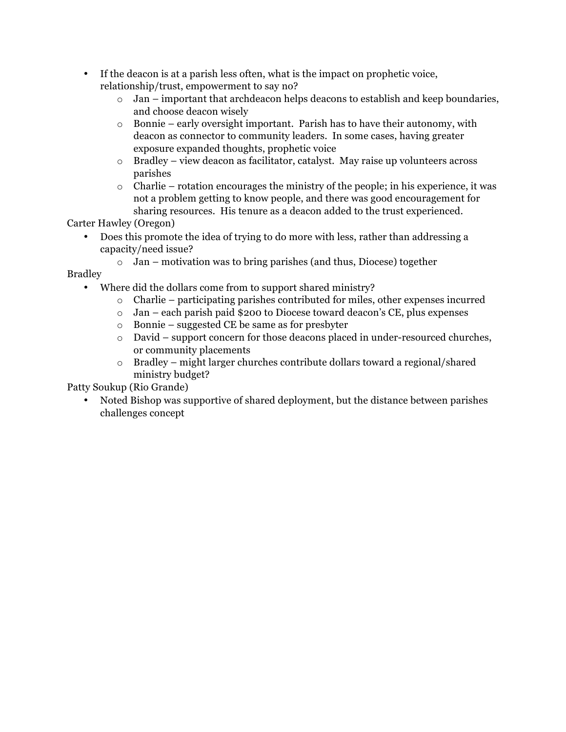- If the deacon is at a parish less often, what is the impact on prophetic voice, relationship/trust, empowerment to say no?
  - Jan – important that archdeacon helps deacons to establish and keep boundaries, and choose deacon wisely
  - Bonnie – early oversight important. Parish has to have their autonomy, with deacon as connector to community leaders. In some cases, having greater exposure expanded thoughts, prophetic voice
  - Bradley – view deacon as facilitator, catalyst. May raise up volunteers across parishes
  - Charlie – rotation encourages the ministry of the people; in his experience, it was not a problem getting to know people, and there was good encouragement for sharing resources. His tenure as a deacon added to the trust experienced.

Carter Hawley (Oregon)

- Does this promote the idea of trying to do more with less, rather than addressing a capacity/need issue?
  - Jan – motivation was to bring parishes (and thus, Diocese) together

Bradley

- Where did the dollars come from to support shared ministry?
  - Charlie – participating parishes contributed for miles, other expenses incurred
  - Jan – each parish paid $200 to Diocese toward deacon's CE, plus expenses
  - Bonnie – suggested CE be same as for presbyter
  - David – support concern for those deacons placed in under-resourced churches, or community placements
  - Bradley – might larger churches contribute dollars toward a regional/shared ministry budget?

Patty Soukup (Rio Grande)

- Noted Bishop was supportive of shared deployment, but the distance between parishes challenges concept